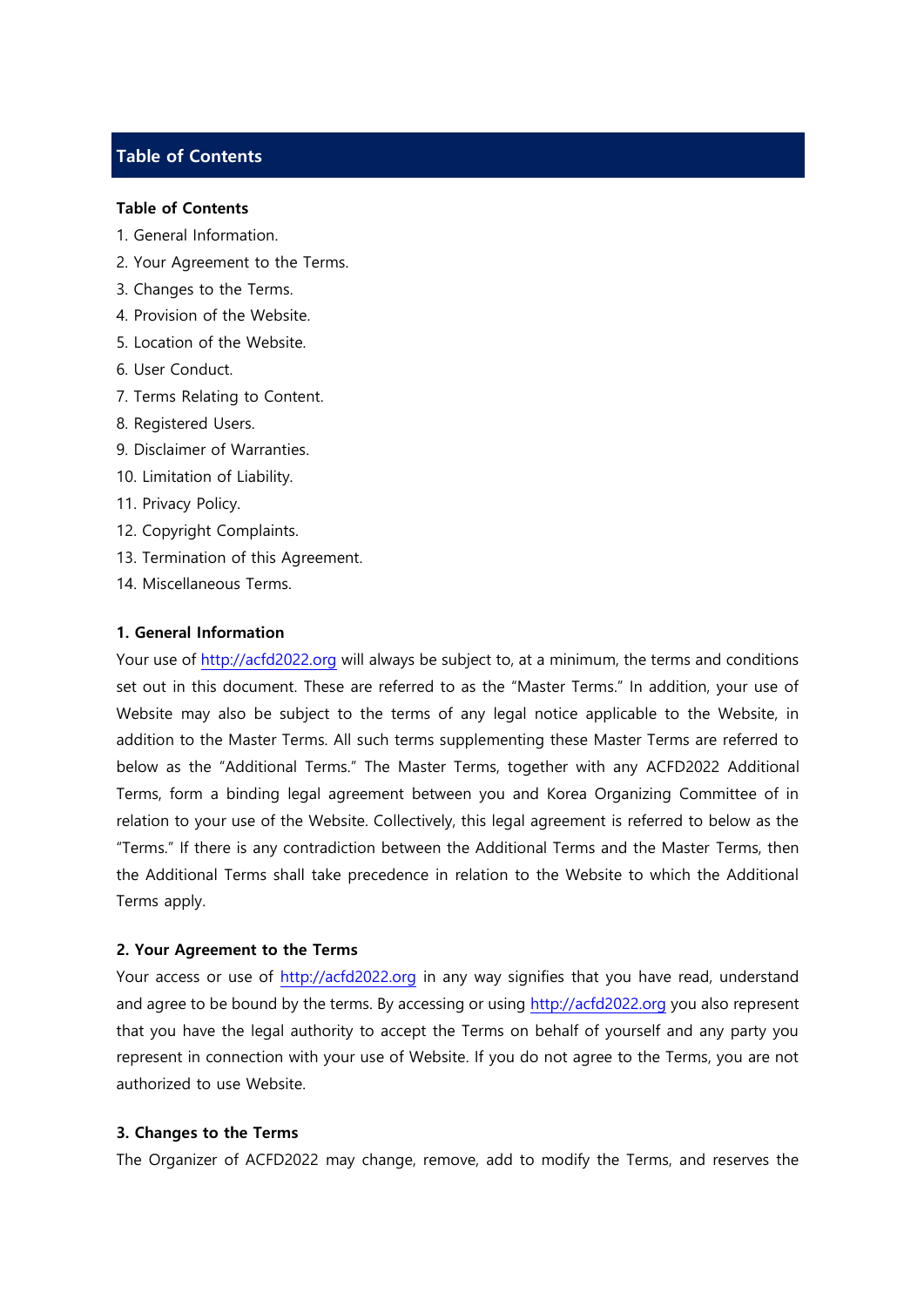## Table of Contents

**Table of Contents**

1. General Information.
2. Your Agreement to the Terms.
3. Changes to the Terms.
4. Provision of the Website.
5. Location of the Website.
6. User Conduct.
7. Terms Relating to Content.
8. Registered Users.
9. Disclaimer of Warranties.
10. Limitation of Liability.
11. Privacy Policy.
12. Copyright Complaints.
13. Termination of this Agreement.
14. Miscellaneous Terms.

**1. General Information**

Your use of http://acfd2022.org will always be subject to, at a minimum, the terms and conditions set out in this document. These are referred to as the "Master Terms." In addition, your use of Website may also be subject to the terms of any legal notice applicable to the Website, in addition to the Master Terms. All such terms supplementing these Master Terms are referred to below as the "Additional Terms." The Master Terms, together with any ACFD2022 Additional Terms, form a binding legal agreement between you and Korea Organizing Committee of in relation to your use of the Website. Collectively, this legal agreement is referred to below as the "Terms." If there is any contradiction between the Additional Terms and the Master Terms, then the Additional Terms shall take precedence in relation to the Website to which the Additional Terms apply.

**2. Your Agreement to the Terms**

Your access or use of http://acfd2022.org in any way signifies that you have read, understand and agree to be bound by the terms. By accessing or using http://acfd2022.org you also represent that you have the legal authority to accept the Terms on behalf of yourself and any party you represent in connection with your use of Website. If you do not agree to the Terms, you are not authorized to use Website.

**3. Changes to the Terms**

The Organizer of ACFD2022 may change, remove, add to modify the Terms, and reserves the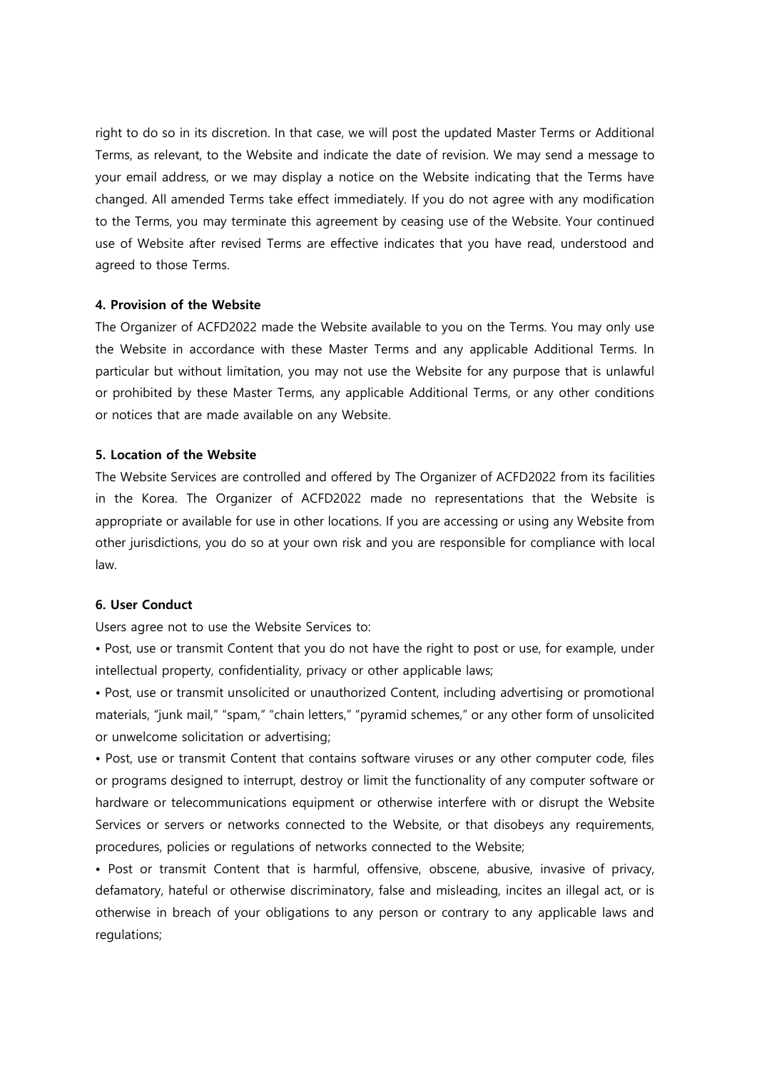right to do so in its discretion. In that case, we will post the updated Master Terms or Additional Terms, as relevant, to the Website and indicate the date of revision. We may send a message to your email address, or we may display a notice on the Website indicating that the Terms have changed. All amended Terms take effect immediately. If you do not agree with any modification to the Terms, you may terminate this agreement by ceasing use of the Website. Your continued use of Website after revised Terms are effective indicates that you have read, understood and agreed to those Terms.

**4. Provision of the Website**

The Organizer of ACFD2022 made the Website available to you on the Terms. You may only use the Website in accordance with these Master Terms and any applicable Additional Terms. In particular but without limitation, you may not use the Website for any purpose that is unlawful or prohibited by these Master Terms, any applicable Additional Terms, or any other conditions or notices that are made available on any Website.

**5. Location of the Website**

The Website Services are controlled and offered by The Organizer of ACFD2022 from its facilities in the Korea. The Organizer of ACFD2022 made no representations that the Website is appropriate or available for use in other locations. If you are accessing or using any Website from other jurisdictions, you do so at your own risk and you are responsible for compliance with local law.

**6. User Conduct**

Users agree not to use the Website Services to:

• Post, use or transmit Content that you do not have the right to post or use, for example, under intellectual property, confidentiality, privacy or other applicable laws;

• Post, use or transmit unsolicited or unauthorized Content, including advertising or promotional materials, "junk mail," "spam," "chain letters," "pyramid schemes," or any other form of unsolicited or unwelcome solicitation or advertising;

• Post, use or transmit Content that contains software viruses or any other computer code, files or programs designed to interrupt, destroy or limit the functionality of any computer software or hardware or telecommunications equipment or otherwise interfere with or disrupt the Website Services or servers or networks connected to the Website, or that disobeys any requirements, procedures, policies or regulations of networks connected to the Website;

• Post or transmit Content that is harmful, offensive, obscene, abusive, invasive of privacy, defamatory, hateful or otherwise discriminatory, false and misleading, incites an illegal act, or is otherwise in breach of your obligations to any person or contrary to any applicable laws and regulations;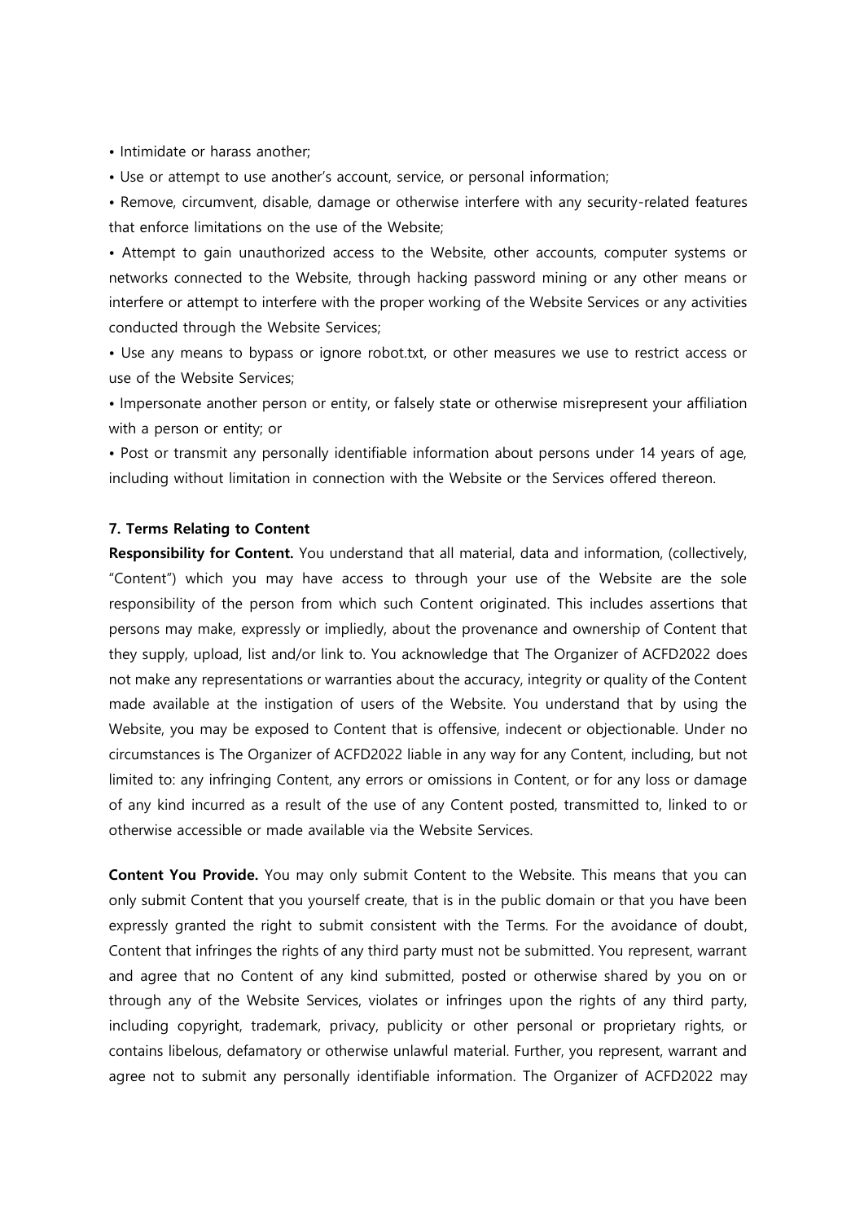- Intimidate or harass another;
- Use or attempt to use another's account, service, or personal information;
- Remove, circumvent, disable, damage or otherwise interfere with any security-related features that enforce limitations on the use of the Website;
- Attempt to gain unauthorized access to the Website, other accounts, computer systems or networks connected to the Website, through hacking password mining or any other means or interfere or attempt to interfere with the proper working of the Website Services or any activities conducted through the Website Services;
- Use any means to bypass or ignore robot.txt, or other measures we use to restrict access or use of the Website Services;
- Impersonate another person or entity, or falsely state or otherwise misrepresent your affiliation with a person or entity; or
- Post or transmit any personally identifiable information about persons under 14 years of age, including without limitation in connection with the Website or the Services offered thereon.

**7. Terms Relating to Content**

**Responsibility for Content.** You understand that all material, data and information, (collectively, "Content") which you may have access to through your use of the Website are the sole responsibility of the person from which such Content originated. This includes assertions that persons may make, expressly or impliedly, about the provenance and ownership of Content that they supply, upload, list and/or link to. You acknowledge that The Organizer of ACFD2022 does not make any representations or warranties about the accuracy, integrity or quality of the Content made available at the instigation of users of the Website. You understand that by using the Website, you may be exposed to Content that is offensive, indecent or objectionable. Under no circumstances is The Organizer of ACFD2022 liable in any way for any Content, including, but not limited to: any infringing Content, any errors or omissions in Content, or for any loss or damage of any kind incurred as a result of the use of any Content posted, transmitted to, linked to or otherwise accessible or made available via the Website Services.

**Content You Provide.** You may only submit Content to the Website. This means that you can only submit Content that you yourself create, that is in the public domain or that you have been expressly granted the right to submit consistent with the Terms. For the avoidance of doubt, Content that infringes the rights of any third party must not be submitted. You represent, warrant and agree that no Content of any kind submitted, posted or otherwise shared by you on or through any of the Website Services, violates or infringes upon the rights of any third party, including copyright, trademark, privacy, publicity or other personal or proprietary rights, or contains libelous, defamatory or otherwise unlawful material. Further, you represent, warrant and agree not to submit any personally identifiable information. The Organizer of ACFD2022 may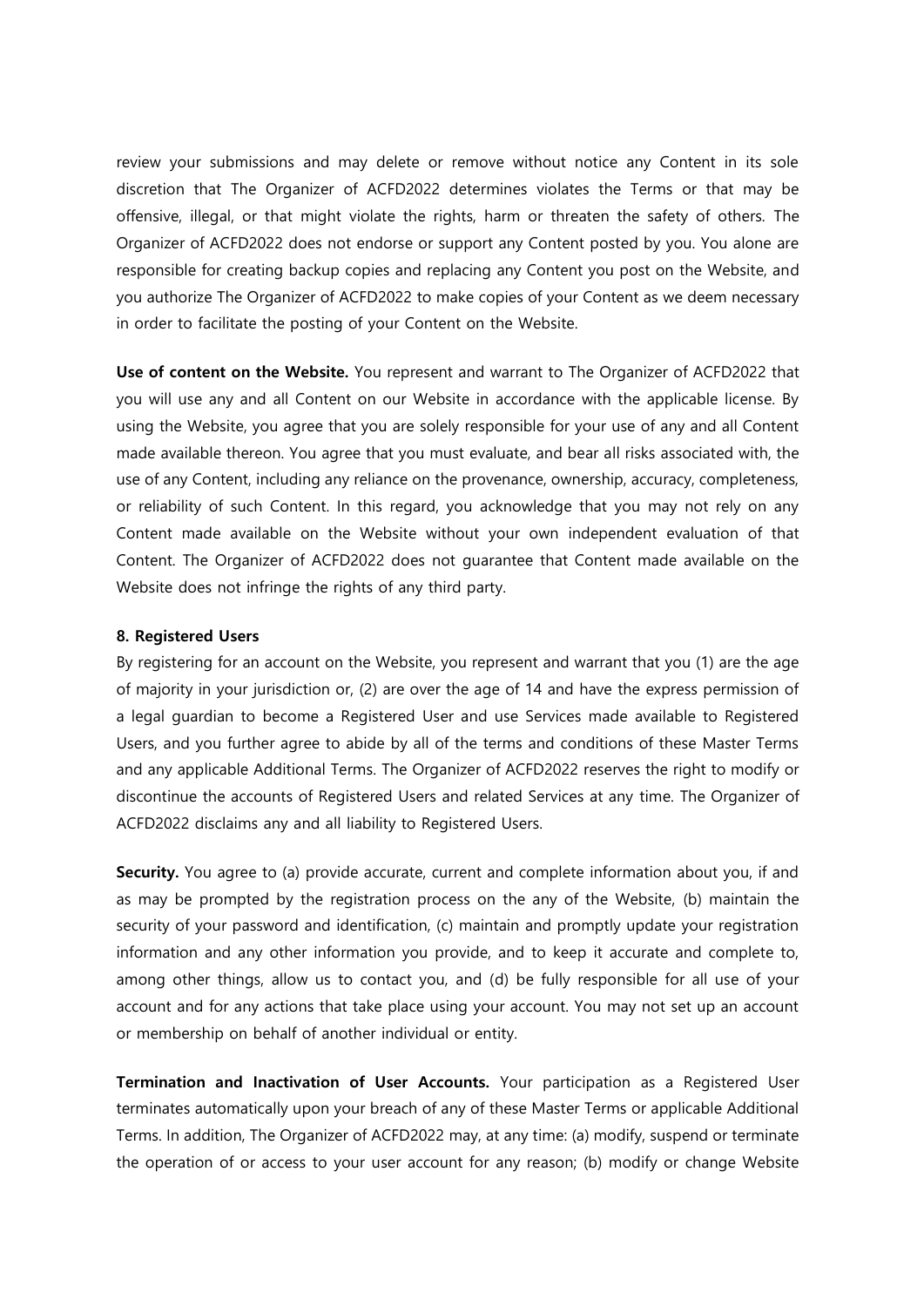review your submissions and may delete or remove without notice any Content in its sole discretion that The Organizer of ACFD2022 determines violates the Terms or that may be offensive, illegal, or that might violate the rights, harm or threaten the safety of others. The Organizer of ACFD2022 does not endorse or support any Content posted by you. You alone are responsible for creating backup copies and replacing any Content you post on the Website, and you authorize The Organizer of ACFD2022 to make copies of your Content as we deem necessary in order to facilitate the posting of your Content on the Website.

**Use of content on the Website.** You represent and warrant to The Organizer of ACFD2022 that you will use any and all Content on our Website in accordance with the applicable license. By using the Website, you agree that you are solely responsible for your use of any and all Content made available thereon. You agree that you must evaluate, and bear all risks associated with, the use of any Content, including any reliance on the provenance, ownership, accuracy, completeness, or reliability of such Content. In this regard, you acknowledge that you may not rely on any Content made available on the Website without your own independent evaluation of that Content. The Organizer of ACFD2022 does not guarantee that Content made available on the Website does not infringe the rights of any third party.

**8. Registered Users**

By registering for an account on the Website, you represent and warrant that you (1) are the age of majority in your jurisdiction or, (2) are over the age of 14 and have the express permission of a legal guardian to become a Registered User and use Services made available to Registered Users, and you further agree to abide by all of the terms and conditions of these Master Terms and any applicable Additional Terms. The Organizer of ACFD2022 reserves the right to modify or discontinue the accounts of Registered Users and related Services at any time. The Organizer of ACFD2022 disclaims any and all liability to Registered Users.

**Security.** You agree to (a) provide accurate, current and complete information about you, if and as may be prompted by the registration process on the any of the Website, (b) maintain the security of your password and identification, (c) maintain and promptly update your registration information and any other information you provide, and to keep it accurate and complete to, among other things, allow us to contact you, and (d) be fully responsible for all use of your account and for any actions that take place using your account. You may not set up an account or membership on behalf of another individual or entity.

**Termination and Inactivation of User Accounts.** Your participation as a Registered User terminates automatically upon your breach of any of these Master Terms or applicable Additional Terms. In addition, The Organizer of ACFD2022 may, at any time: (a) modify, suspend or terminate the operation of or access to your user account for any reason; (b) modify or change Website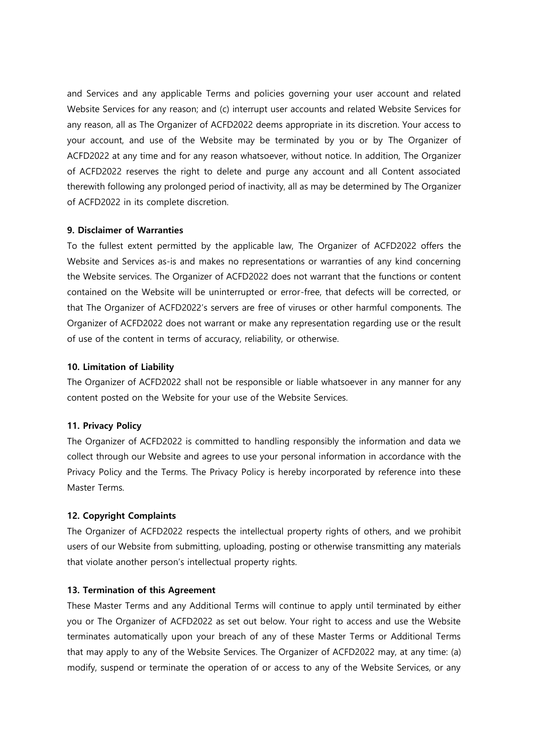and Services and any applicable Terms and policies governing your user account and related Website Services for any reason; and (c) interrupt user accounts and related Website Services for any reason, all as The Organizer of ACFD2022 deems appropriate in its discretion. Your access to your account, and use of the Website may be terminated by you or by The Organizer of ACFD2022 at any time and for any reason whatsoever, without notice. In addition, The Organizer of ACFD2022 reserves the right to delete and purge any account and all Content associated therewith following any prolonged period of inactivity, all as may be determined by The Organizer of ACFD2022 in its complete discretion.

**9. Disclaimer of Warranties**

To the fullest extent permitted by the applicable law, The Organizer of ACFD2022 offers the Website and Services as-is and makes no representations or warranties of any kind concerning the Website services. The Organizer of ACFD2022 does not warrant that the functions or content contained on the Website will be uninterrupted or error-free, that defects will be corrected, or that The Organizer of ACFD2022's servers are free of viruses or other harmful components. The Organizer of ACFD2022 does not warrant or make any representation regarding use or the result of use of the content in terms of accuracy, reliability, or otherwise.

**10. Limitation of Liability**

The Organizer of ACFD2022 shall not be responsible or liable whatsoever in any manner for any content posted on the Website for your use of the Website Services.

**11. Privacy Policy**

The Organizer of ACFD2022 is committed to handling responsibly the information and data we collect through our Website and agrees to use your personal information in accordance with the Privacy Policy and the Terms. The Privacy Policy is hereby incorporated by reference into these Master Terms.

**12. Copyright Complaints**

The Organizer of ACFD2022 respects the intellectual property rights of others, and we prohibit users of our Website from submitting, uploading, posting or otherwise transmitting any materials that violate another person's intellectual property rights.

**13. Termination of this Agreement**

These Master Terms and any Additional Terms will continue to apply until terminated by either you or The Organizer of ACFD2022 as set out below. Your right to access and use the Website terminates automatically upon your breach of any of these Master Terms or Additional Terms that may apply to any of the Website Services. The Organizer of ACFD2022 may, at any time: (a) modify, suspend or terminate the operation of or access to any of the Website Services, or any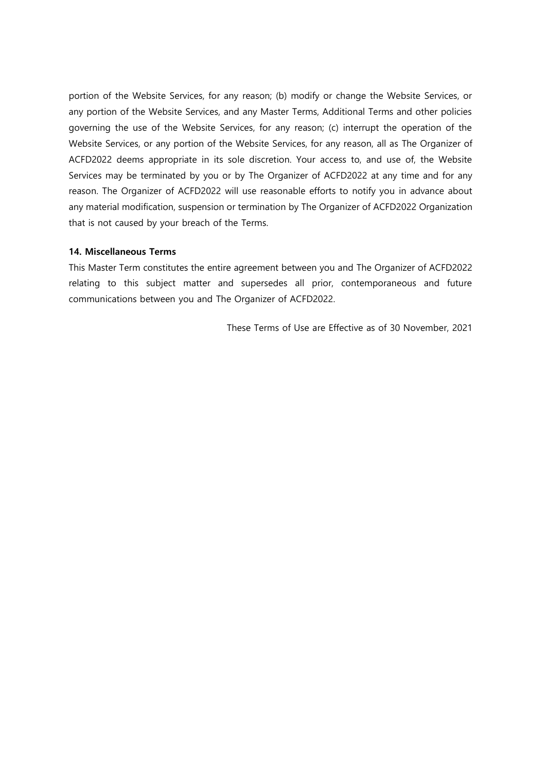portion of the Website Services, for any reason; (b) modify or change the Website Services, or any portion of the Website Services, and any Master Terms, Additional Terms and other policies governing the use of the Website Services, for any reason; (c) interrupt the operation of the Website Services, or any portion of the Website Services, for any reason, all as The Organizer of ACFD2022 deems appropriate in its sole discretion. Your access to, and use of, the Website Services may be terminated by you or by The Organizer of ACFD2022 at any time and for any reason. The Organizer of ACFD2022 will use reasonable efforts to notify you in advance about any material modification, suspension or termination by The Organizer of ACFD2022 Organization that is not caused by your breach of the Terms.

**14. Miscellaneous Terms**

This Master Term constitutes the entire agreement between you and The Organizer of ACFD2022 relating to this subject matter and supersedes all prior, contemporaneous and future communications between you and The Organizer of ACFD2022.

These Terms of Use are Effective as of 30 November, 2021